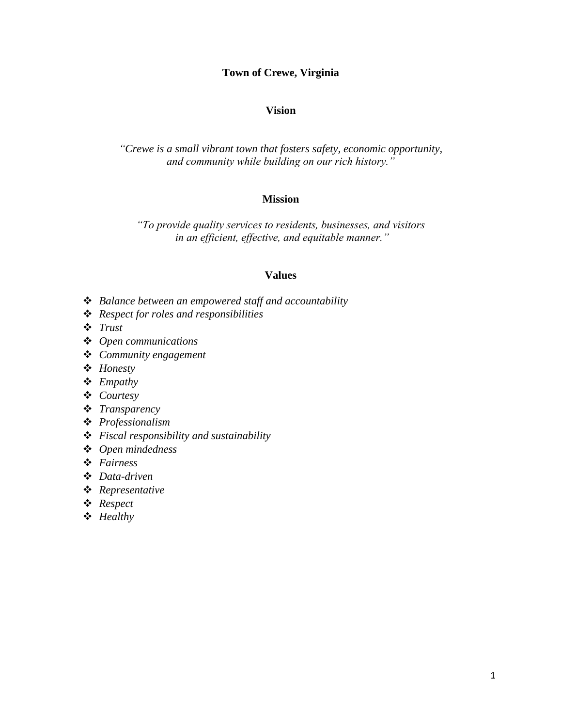# Town of Crewe, Virginia

## Vision

*"Crewe is a small vibrant town that fosters safety, economic opportunity, and community while building on our rich history."*

## Mission

*"To provide quality services to residents, businesses, and visitors in an efficient, effective, and equitable manner."*

## Values

- *Balance between an empowered staff and accountability*
- *Respect for roles and responsibilities*
- *Trust*
- *Open communications*
- *Community engagement*
- *Honesty*
- *Empathy*
- *Courtesy*
- *Transparency*
- *Professionalism*
- *Fiscal responsibility and sustainability*
- *Open mindedness*
- *Fairness*
- *Data-driven*
- *Representative*
- *Respect*
- *Healthy*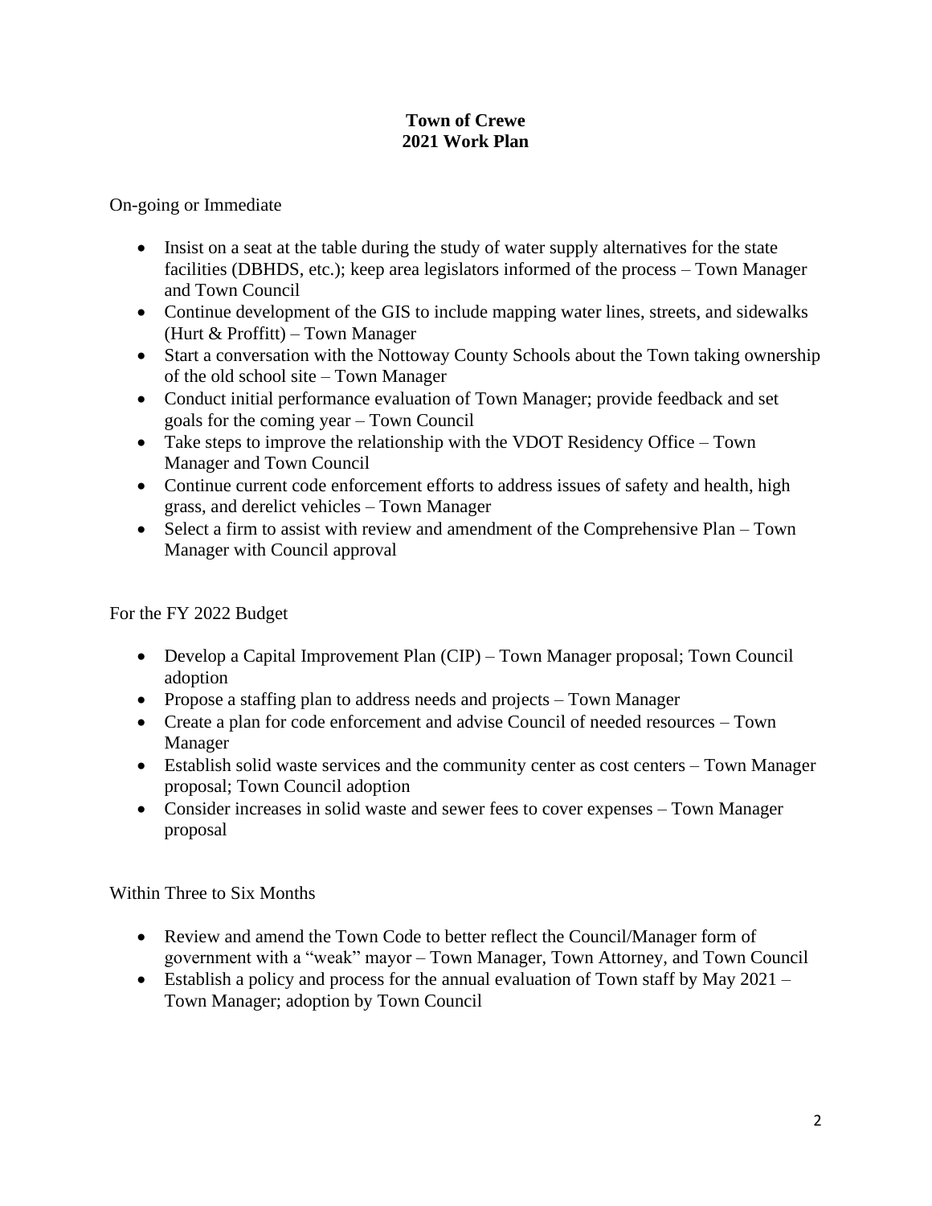**Town of Crewe**
**2021 Work Plan**

On-going or Immediate

- Insist on a seat at the table during the study of water supply alternatives for the state facilities (DBHDS, etc.); keep area legislators informed of the process – Town Manager and Town Council
- Continue development of the GIS to include mapping water lines, streets, and sidewalks (Hurt & Proffitt) – Town Manager
- Start a conversation with the Nottoway County Schools about the Town taking ownership of the old school site – Town Manager
- Conduct initial performance evaluation of Town Manager; provide feedback and set goals for the coming year – Town Council
- Take steps to improve the relationship with the VDOT Residency Office – Town Manager and Town Council
- Continue current code enforcement efforts to address issues of safety and health, high grass, and derelict vehicles – Town Manager
- Select a firm to assist with review and amendment of the Comprehensive Plan – Town Manager with Council approval

For the FY 2022 Budget

- Develop a Capital Improvement Plan (CIP) – Town Manager proposal; Town Council adoption
- Propose a staffing plan to address needs and projects – Town Manager
- Create a plan for code enforcement and advise Council of needed resources – Town Manager
- Establish solid waste services and the community center as cost centers – Town Manager proposal; Town Council adoption
- Consider increases in solid waste and sewer fees to cover expenses – Town Manager proposal

Within Three to Six Months

- Review and amend the Town Code to better reflect the Council/Manager form of government with a "weak" mayor – Town Manager, Town Attorney, and Town Council
- Establish a policy and process for the annual evaluation of Town staff by May 2021 – Town Manager; adoption by Town Council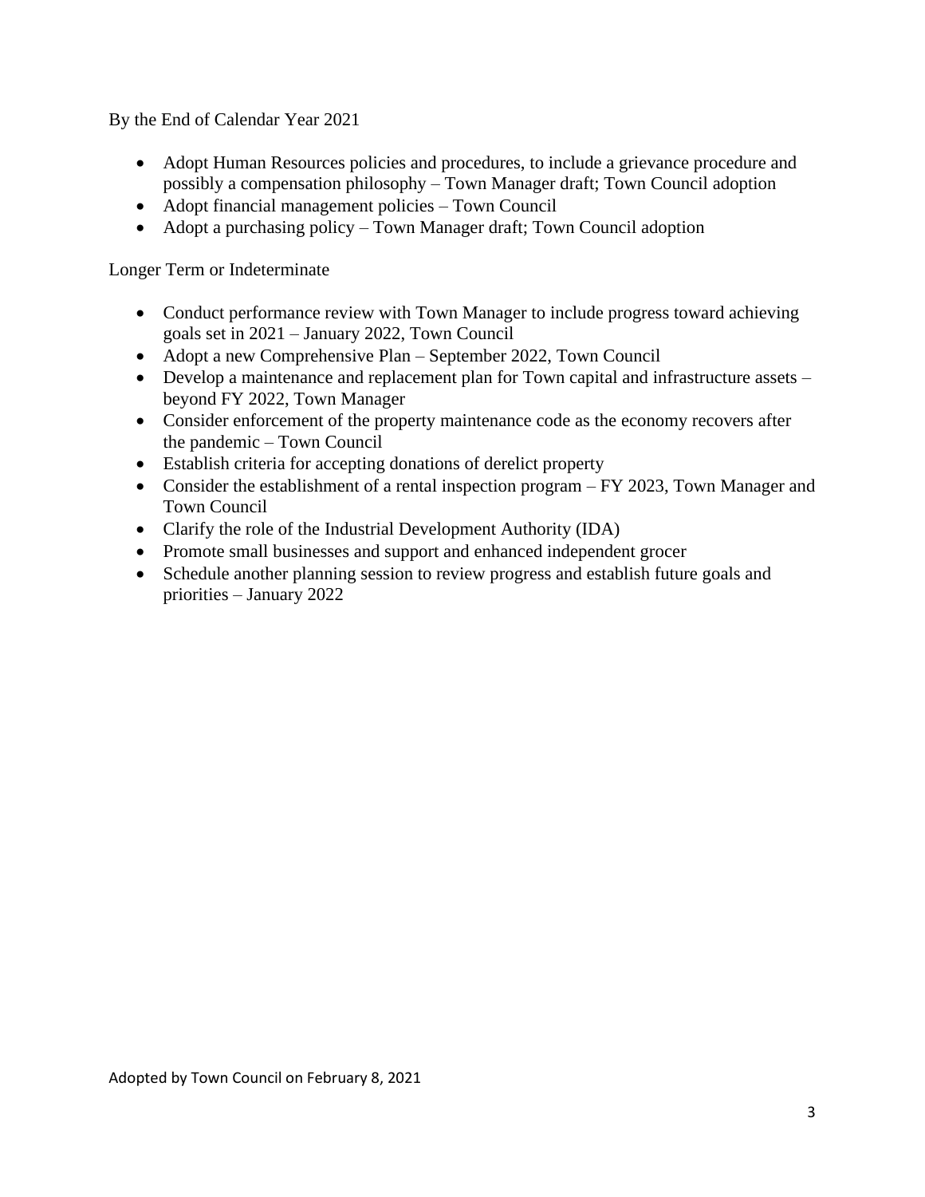By the End of Calendar Year 2021

- Adopt Human Resources policies and procedures, to include a grievance procedure and possibly a compensation philosophy – Town Manager draft; Town Council adoption
- Adopt financial management policies – Town Council
- Adopt a purchasing policy – Town Manager draft; Town Council adoption

Longer Term or Indeterminate

- Conduct performance review with Town Manager to include progress toward achieving goals set in 2021 – January 2022, Town Council
- Adopt a new Comprehensive Plan – September 2022, Town Council
- Develop a maintenance and replacement plan for Town capital and infrastructure assets – beyond FY 2022, Town Manager
- Consider enforcement of the property maintenance code as the economy recovers after the pandemic – Town Council
- Establish criteria for accepting donations of derelict property
- Consider the establishment of a rental inspection program – FY 2023, Town Manager and Town Council
- Clarify the role of the Industrial Development Authority (IDA)
- Promote small businesses and support and enhanced independent grocer
- Schedule another planning session to review progress and establish future goals and priorities – January 2022

Adopted by Town Council on February 8, 2021